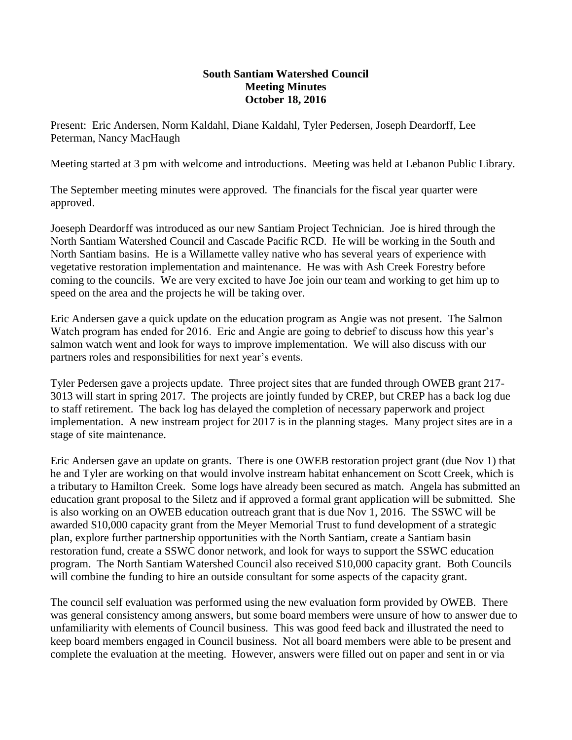**South Santiam Watershed Council**
**Meeting Minutes**
**October 18, 2016**

Present: Eric Andersen, Norm Kaldahl, Diane Kaldahl, Tyler Pedersen, Joseph Deardorff, Lee Peterman, Nancy MacHaugh

Meeting started at 3 pm with welcome and introductions. Meeting was held at Lebanon Public Library.

The September meeting minutes were approved. The financials for the fiscal year quarter were approved.

Joeseph Deardorff was introduced as our new Santiam Project Technician. Joe is hired through the North Santiam Watershed Council and Cascade Pacific RCD. He will be working in the South and North Santiam basins. He is a Willamette valley native who has several years of experience with vegetative restoration implementation and maintenance. He was with Ash Creek Forestry before coming to the councils. We are very excited to have Joe join our team and working to get him up to speed on the area and the projects he will be taking over.

Eric Andersen gave a quick update on the education program as Angie was not present. The Salmon Watch program has ended for 2016. Eric and Angie are going to debrief to discuss how this year's salmon watch went and look for ways to improve implementation. We will also discuss with our partners roles and responsibilities for next year's events.

Tyler Pedersen gave a projects update. Three project sites that are funded through OWEB grant 217-3013 will start in spring 2017. The projects are jointly funded by CREP, but CREP has a back log due to staff retirement. The back log has delayed the completion of necessary paperwork and project implementation. A new instream project for 2017 is in the planning stages. Many project sites are in a stage of site maintenance.

Eric Andersen gave an update on grants. There is one OWEB restoration project grant (due Nov 1) that he and Tyler are working on that would involve instream habitat enhancement on Scott Creek, which is a tributary to Hamilton Creek. Some logs have already been secured as match. Angela has submitted an education grant proposal to the Siletz and if approved a formal grant application will be submitted. She is also working on an OWEB education outreach grant that is due Nov 1, 2016. The SSWC will be awarded $10,000 capacity grant from the Meyer Memorial Trust to fund development of a strategic plan, explore further partnership opportunities with the North Santiam, create a Santiam basin restoration fund, create a SSWC donor network, and look for ways to support the SSWC education program. The North Santiam Watershed Council also received $10,000 capacity grant. Both Councils will combine the funding to hire an outside consultant for some aspects of the capacity grant.

The council self evaluation was performed using the new evaluation form provided by OWEB. There was general consistency among answers, but some board members were unsure of how to answer due to unfamiliarity with elements of Council business. This was good feed back and illustrated the need to keep board members engaged in Council business. Not all board members were able to be present and complete the evaluation at the meeting. However, answers were filled out on paper and sent in or via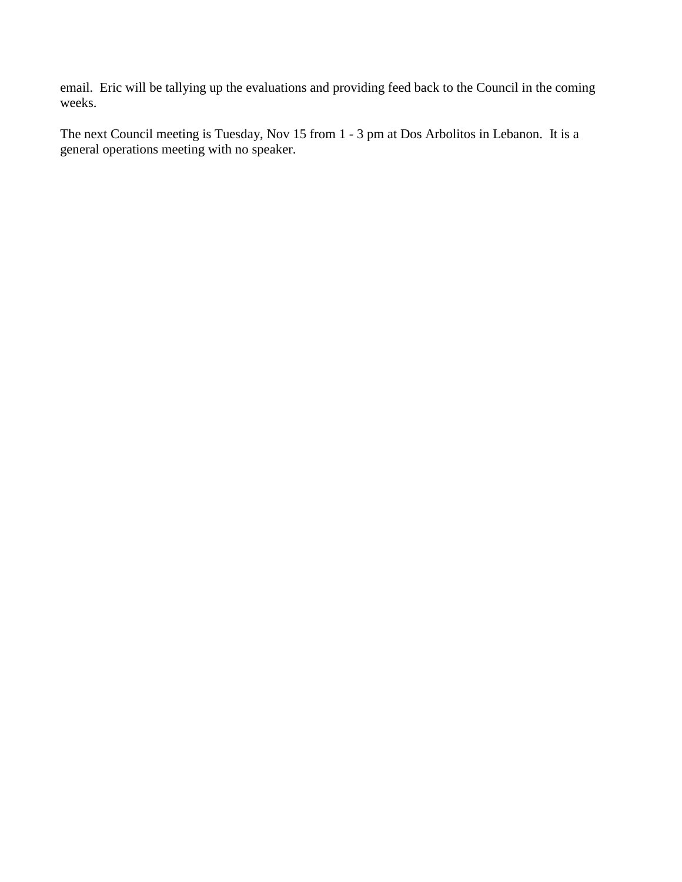email. Eric will be tallying up the evaluations and providing feed back to the Council in the coming weeks.

The next Council meeting is Tuesday, Nov 15 from 1 - 3 pm at Dos Arbolitos in Lebanon. It is a general operations meeting with no speaker.